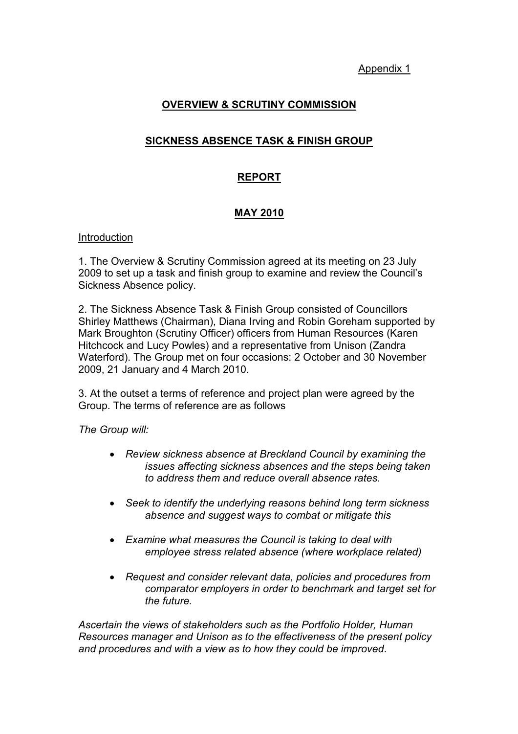Appendix 1

# OVERVIEW & SCRUTINY COMMISSION

## SICKNESS ABSENCE TASK & FINISH GROUP

## REPORT

## MAY 2010

### Introduction

1. The Overview & Scrutiny Commission agreed at its meeting on 23 July 2009 to set up a task and finish group to examine and review the Council's Sickness Absence policy.

2. The Sickness Absence Task & Finish Group consisted of Councillors Shirley Matthews (Chairman), Diana Irving and Robin Goreham supported by Mark Broughton (Scrutiny Officer) officers from Human Resources (Karen Hitchcock and Lucy Powles) and a representative from Unison (Zandra Waterford). The Group met on four occasions: 2 October and 30 November 2009, 21 January and 4 March 2010.

3. At the outset a terms of reference and project plan were agreed by the Group. The terms of reference are as follows

*The Group will:*

- *Review sickness absence at Breckland Council by examining the issues affecting sickness absences and the steps being taken to address them and reduce overall absence rates.*
- *Seek to identify the underlying reasons behind long term sickness absence and suggest ways to combat or mitigate this*
- *Examine what measures the Council is taking to deal with employee stress related absence (where workplace related)*
- *Request and consider relevant data, policies and procedures from comparator employers in order to benchmark and target set for the future.*

*Ascertain the views of stakeholders such as the Portfolio Holder, Human Resources manager and Unison as to the effectiveness of the present policy and procedures and with a view as to how they could be improved*.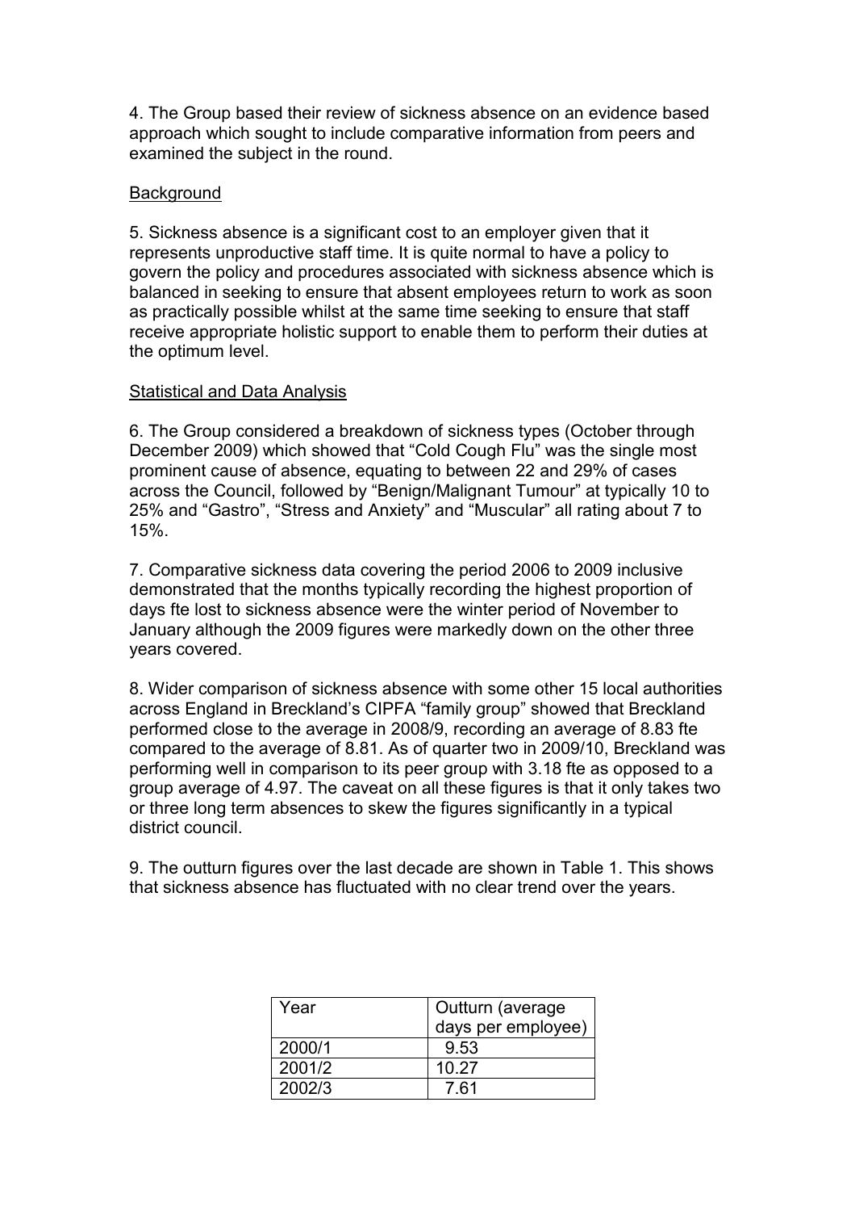4. The Group based their review of sickness absence on an evidence based approach which sought to include comparative information from peers and examined the subject in the round.

Background

5. Sickness absence is a significant cost to an employer given that it represents unproductive staff time. It is quite normal to have a policy to govern the policy and procedures associated with sickness absence which is balanced in seeking to ensure that absent employees return to work as soon as practically possible whilst at the same time seeking to ensure that staff receive appropriate holistic support to enable them to perform their duties at the optimum level.

Statistical and Data Analysis

6. The Group considered a breakdown of sickness types (October through December 2009) which showed that "Cold Cough Flu" was the single most prominent cause of absence, equating to between 22 and 29% of cases across the Council, followed by "Benign/Malignant Tumour" at typically 10 to 25% and "Gastro", "Stress and Anxiety" and "Muscular" all rating about 7 to 15%.

7. Comparative sickness data covering the period 2006 to 2009 inclusive demonstrated that the months typically recording the highest proportion of days fte lost to sickness absence were the winter period of November to January although the 2009 figures were markedly down on the other three years covered.

8. Wider comparison of sickness absence with some other 15 local authorities across England in Breckland's CIPFA "family group" showed that Breckland performed close to the average in 2008/9, recording an average of 8.83 fte compared to the average of 8.81. As of quarter two in 2009/10, Breckland was performing well in comparison to its peer group with 3.18 fte as opposed to a group average of 4.97. The caveat on all these figures is that it only takes two or three long term absences to skew the figures significantly in a typical district council.

9. The outturn figures over the last decade are shown in Table 1. This shows that sickness absence has fluctuated with no clear trend over the years.

| Year | Outturn (average days per employee) |
|---|---|
| 2000/1 | 9.53 |
| 2001/2 | 10.27 |
| 2002/3 | 7.61 |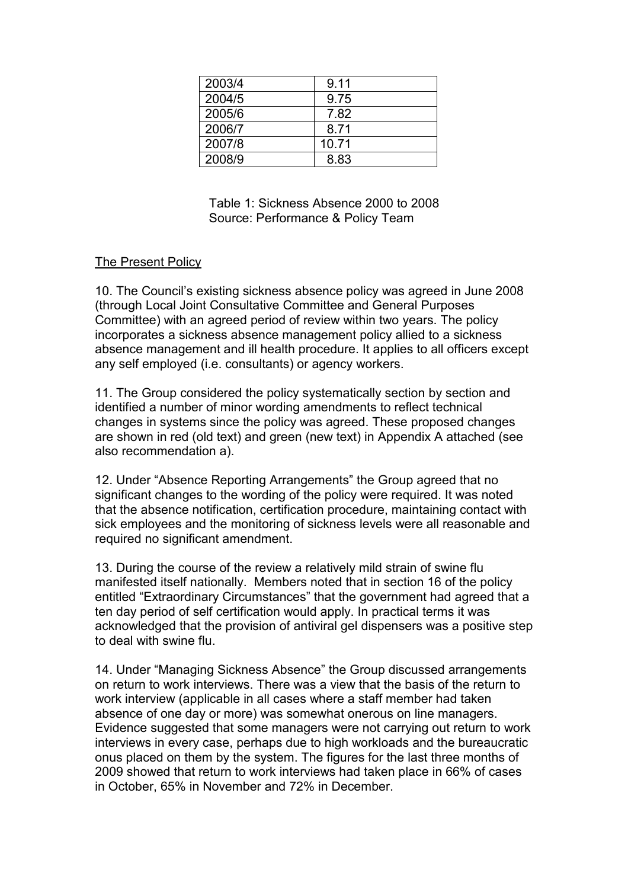| 2003/4 | 9.11 |
|---|---|
| 2004/5 | 9.75 |
| 2005/6 | 7.82 |
| 2006/7 | 8.71 |
| 2007/8 | 10.71 |
| 2008/9 | 8.83 |

Table 1: Sickness Absence 2000 to 2008
Source: Performance & Policy Team

<u>The Present Policy</u>

10. The Council's existing sickness absence policy was agreed in June 2008 (through Local Joint Consultative Committee and General Purposes Committee) with an agreed period of review within two years. The policy incorporates a sickness absence management policy allied to a sickness absence management and ill health procedure. It applies to all officers except any self employed (i.e. consultants) or agency workers.

11. The Group considered the policy systematically section by section and identified a number of minor wording amendments to reflect technical changes in systems since the policy was agreed. These proposed changes are shown in red (old text) and green (new text) in Appendix A attached (see also recommendation a).

12. Under "Absence Reporting Arrangements" the Group agreed that no significant changes to the wording of the policy were required. It was noted that the absence notification, certification procedure, maintaining contact with sick employees and the monitoring of sickness levels were all reasonable and required no significant amendment.

13. During the course of the review a relatively mild strain of swine flu manifested itself nationally. Members noted that in section 16 of the policy entitled "Extraordinary Circumstances" that the government had agreed that a ten day period of self certification would apply. In practical terms it was acknowledged that the provision of antiviral gel dispensers was a positive step to deal with swine flu.

14. Under "Managing Sickness Absence" the Group discussed arrangements on return to work interviews. There was a view that the basis of the return to work interview (applicable in all cases where a staff member had taken absence of one day or more) was somewhat onerous on line managers. Evidence suggested that some managers were not carrying out return to work interviews in every case, perhaps due to high workloads and the bureaucratic onus placed on them by the system. The figures for the last three months of 2009 showed that return to work interviews had taken place in 66% of cases in October, 65% in November and 72% in December.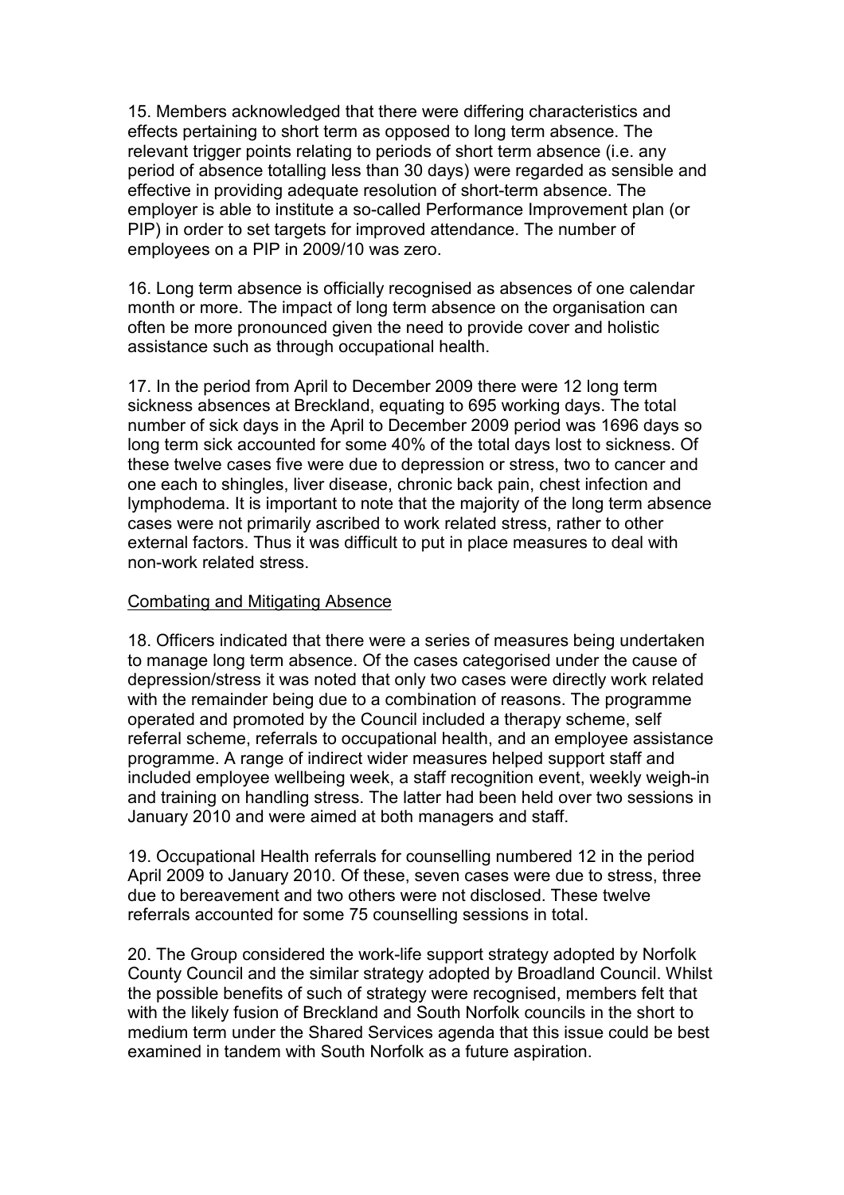15. Members acknowledged that there were differing characteristics and effects pertaining to short term as opposed to long term absence. The relevant trigger points relating to periods of short term absence (i.e. any period of absence totalling less than 30 days) were regarded as sensible and effective in providing adequate resolution of short-term absence. The employer is able to institute a so-called Performance Improvement plan (or PIP) in order to set targets for improved attendance. The number of employees on a PIP in 2009/10 was zero.

16. Long term absence is officially recognised as absences of one calendar month or more. The impact of long term absence on the organisation can often be more pronounced given the need to provide cover and holistic assistance such as through occupational health.

17. In the period from April to December 2009 there were 12 long term sickness absences at Breckland, equating to 695 working days. The total number of sick days in the April to December 2009 period was 1696 days so long term sick accounted for some 40% of the total days lost to sickness. Of these twelve cases five were due to depression or stress, two to cancer and one each to shingles, liver disease, chronic back pain, chest infection and lymphodema. It is important to note that the majority of the long term absence cases were not primarily ascribed to work related stress, rather to other external factors. Thus it was difficult to put in place measures to deal with non-work related stress.

<u>Combating and Mitigating Absence</u>

18. Officers indicated that there were a series of measures being undertaken to manage long term absence. Of the cases categorised under the cause of depression/stress it was noted that only two cases were directly work related with the remainder being due to a combination of reasons. The programme operated and promoted by the Council included a therapy scheme, self referral scheme, referrals to occupational health, and an employee assistance programme. A range of indirect wider measures helped support staff and included employee wellbeing week, a staff recognition event, weekly weigh-in and training on handling stress. The latter had been held over two sessions in January 2010 and were aimed at both managers and staff.

19. Occupational Health referrals for counselling numbered 12 in the period April 2009 to January 2010. Of these, seven cases were due to stress, three due to bereavement and two others were not disclosed. These twelve referrals accounted for some 75 counselling sessions in total.

20. The Group considered the work-life support strategy adopted by Norfolk County Council and the similar strategy adopted by Broadland Council. Whilst the possible benefits of such of strategy were recognised, members felt that with the likely fusion of Breckland and South Norfolk councils in the short to medium term under the Shared Services agenda that this issue could be best examined in tandem with South Norfolk as a future aspiration.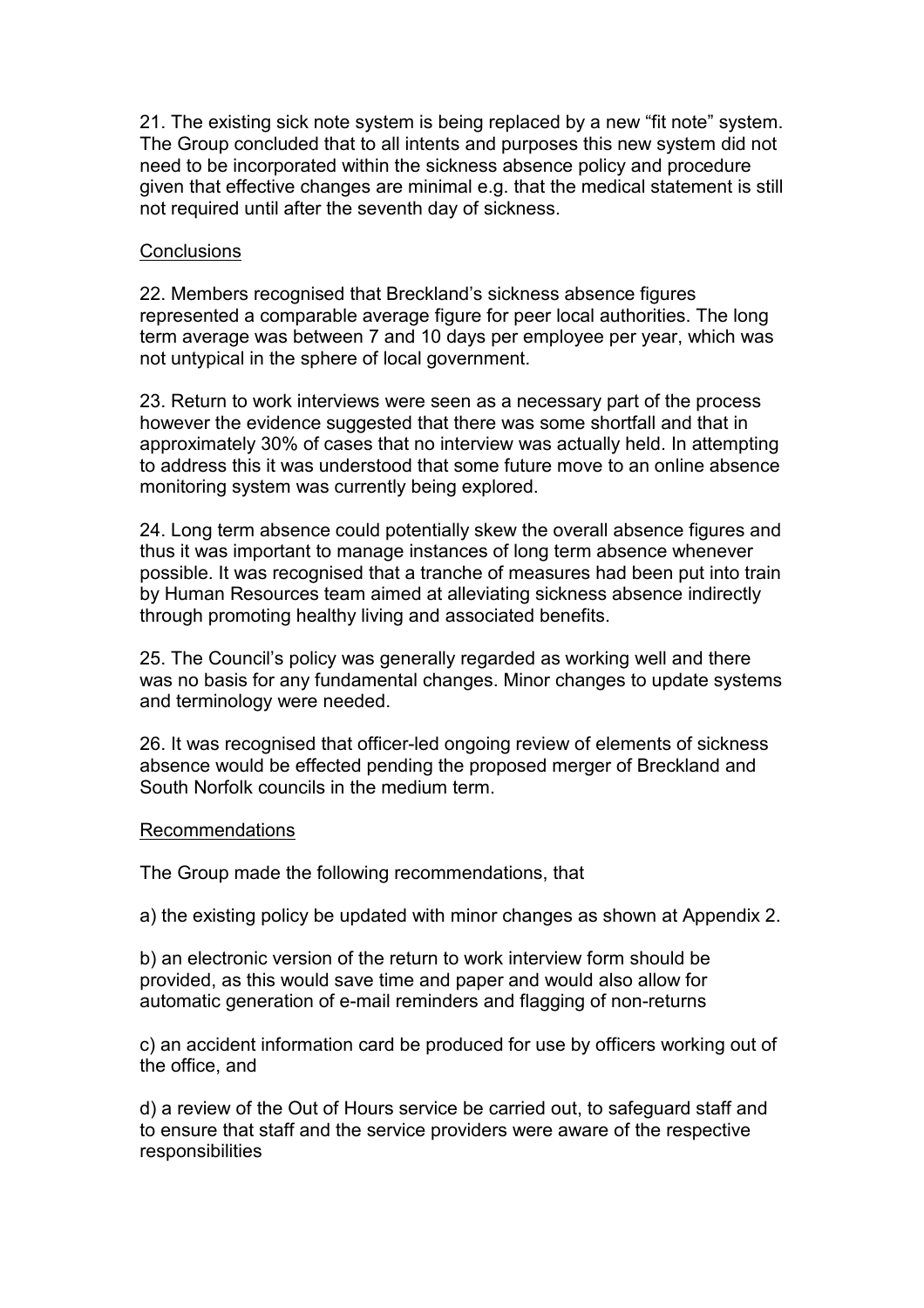21. The existing sick note system is being replaced by a new "fit note" system. The Group concluded that to all intents and purposes this new system did not need to be incorporated within the sickness absence policy and procedure given that effective changes are minimal e.g. that the medical statement is still not required until after the seventh day of sickness.

## Conclusions

22. Members recognised that Breckland's sickness absence figures represented a comparable average figure for peer local authorities. The long term average was between 7 and 10 days per employee per year, which was not untypical in the sphere of local government.

23. Return to work interviews were seen as a necessary part of the process however the evidence suggested that there was some shortfall and that in approximately 30% of cases that no interview was actually held. In attempting to address this it was understood that some future move to an online absence monitoring system was currently being explored.

24. Long term absence could potentially skew the overall absence figures and thus it was important to manage instances of long term absence whenever possible. It was recognised that a tranche of measures had been put into train by Human Resources team aimed at alleviating sickness absence indirectly through promoting healthy living and associated benefits.

25. The Council's policy was generally regarded as working well and there was no basis for any fundamental changes. Minor changes to update systems and terminology were needed.

26. It was recognised that officer-led ongoing review of elements of sickness absence would be effected pending the proposed merger of Breckland and South Norfolk councils in the medium term.

## Recommendations

The Group made the following recommendations, that

a) the existing policy be updated with minor changes as shown at Appendix 2.

b) an electronic version of the return to work interview form should be provided, as this would save time and paper and would also allow for automatic generation of e-mail reminders and flagging of non-returns

c) an accident information card be produced for use by officers working out of the office, and

d) a review of the Out of Hours service be carried out, to safeguard staff and to ensure that staff and the service providers were aware of the respective responsibilities